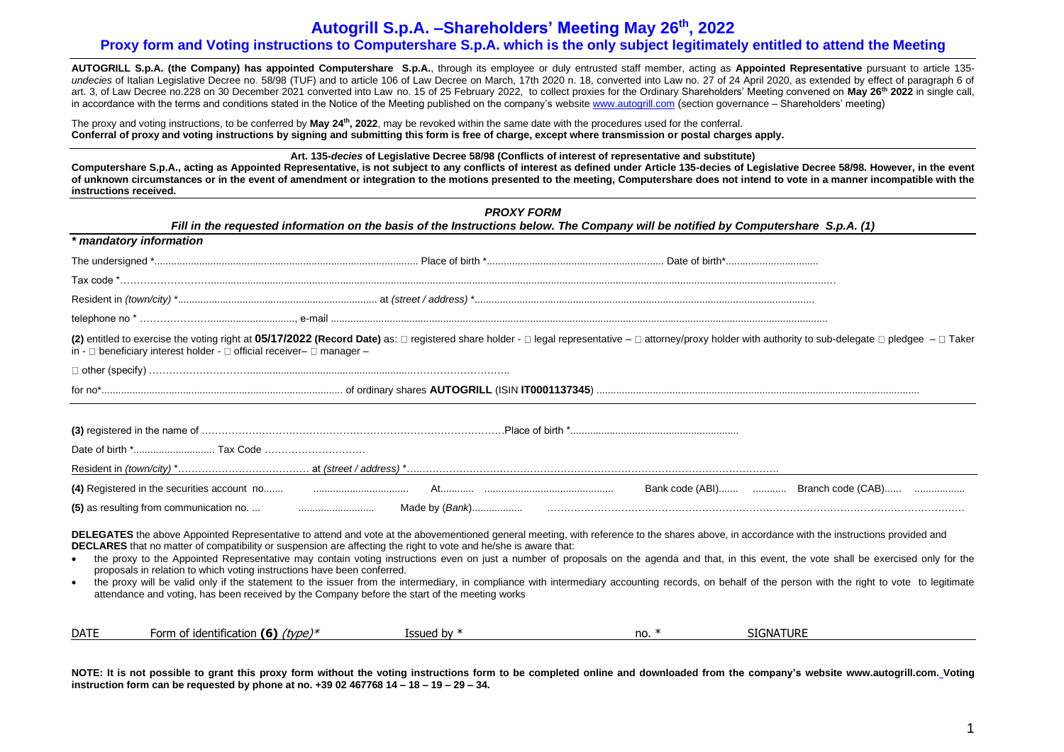# Autogrill S.p.A. –Shareholders' Meeting May 26th, 2022

## Proxy form and Voting instructions to Computershare S.p.A. which is the only subject legitimately entitled to attend the Meeting

**AUTOGRILL S.p.A. (the Company) has appointed Computershare S.p.A.**, through its employee or duly entrusted staff member, acting as **Appointed Representative** pursuant to article 135-*undecies* of Italian Legislative Decree no. 58/98 (TUF) and to article 106 of Law Decree on March, 17th 2020 n. 18, converted into Law no. 27 of 24 April 2020, as extended by effect of paragraph 6 of art. 3, of Law Decree no.228 on 30 December 2021 converted into Law no. 15 of 25 February 2022, to collect proxies for the Ordinary Shareholders' Meeting convened on **May 26th 2022** in single call, in accordance with the terms and conditions stated in the Notice of the Meeting published on the company's website www.autogrill.com (section governance – Shareholders' meeting)

The proxy and voting instructions, to be conferred by **May 24th, 2022**, may be revoked within the same date with the procedures used for the conferral.
**Conferral of proxy and voting instructions by signing and submitting this form is free of charge, except where transmission or postal charges apply.**

**Art. 135-*decies* of Legislative Decree 58/98 (Conflicts of interest of representative and substitute)**
**Computershare S.p.A., acting as Appointed Representative, is not subject to any conflicts of interest as defined under Article 135-decies of Legislative Decree 58/98. However, in the event of unknown circumstances or in the event of amendment or integration to the motions presented to the meeting, Computershare does not intend to vote in a manner incompatible with the instructions received.**

### *PROXY FORM*

***Fill in the requested information on the basis of the Instructions below. The Company will be notified by Computershare S.p.A. (1)***

***\* mandatory information***

The undersigned \*.............................................. Place of birth \*.............................................. Date of birth\*..............................

Tax code \*..............................................................................................................

Resident in *(town/city)* \*.............................................. at *(street / address)* \*..............................................

telephone no \* .............................................., e-mail ..............................................

**(2)** entitled to exercise the voting right at **05/17/2022 (Record Date)** as: □ registered share holder - □ legal representative – □ attorney/proxy holder with authority to sub-delegate □ pledgee – □ Taker in - □ beneficiary interest holder - □ official receiver– □ manager –

□ other (specify) ..............................................

for no\*.............................................. of ordinary shares **AUTOGRILL** (ISIN **IT0001137345**) ..............................................

**(3)** registered in the name of .............................................. Place of birth \*..............................................

Date of birth \*.............................. Tax Code ..............................

Resident in *(town/city)* \*.............................................. at *(street / address)* \*..............................................

**(4)** Registered in the securities account no....... .............................. At............ .............................. Bank code (ABI)....... ........... Branch code (CAB)...... ..............

**(5)** as resulting from communication no. ... .............................. Made by (*Bank*).................. ..............................................

**DELEGATES** the above Appointed Representative to attend and vote at the abovementioned general meeting, with reference to the shares above, in accordance with the instructions provided and **DECLARES** that no matter of compatibility or suspension are affecting the right to vote and he/she is aware that:

- the proxy to the Appointed Representative may contain voting instructions even on just a number of proposals on the agenda and that, in this event, the vote shall be exercised only for the proposals in relation to which voting instructions have been conferred.
- the proxy will be valid only if the statement to the issuer from the intermediary, in compliance with intermediary accounting records, on behalf of the person with the right to vote to legitimate attendance and voting, has been received by the Company before the start of the meeting works

| DATE | Form of identification **(6)** *(type)*\* | Issued by \* | no. \* | SIGNATURE |
|---|---|---|---|---|

**NOTE: It is not possible to grant this proxy form without the voting instructions form to be completed online and downloaded from the company's website www.autogrill.com. Voting instruction form can be requested by phone at no. +39 02 467768 14 – 18 – 19 – 29 – 34.**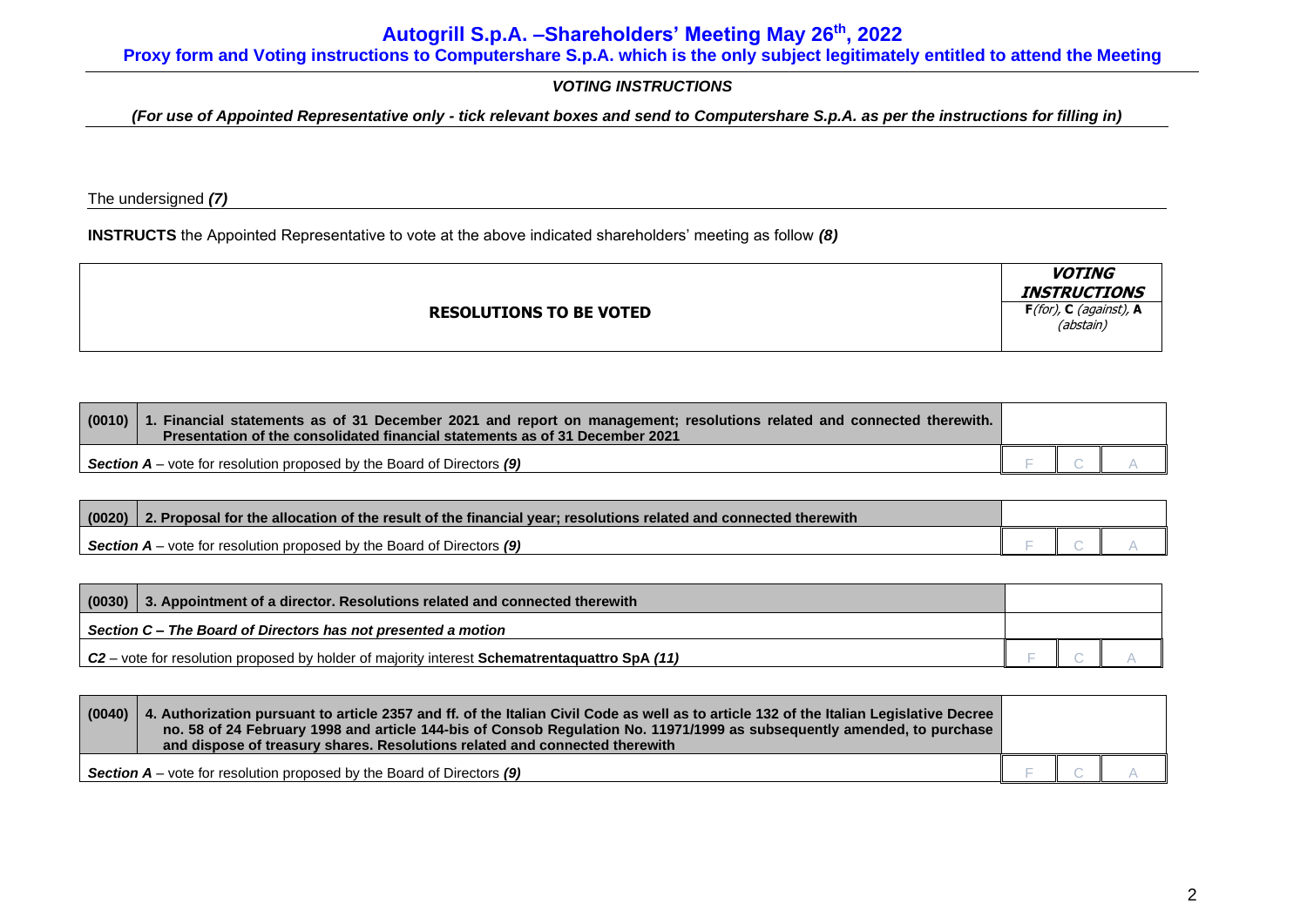# Autogrill S.p.A. –Shareholders' Meeting May 26th, 2022

**Proxy form and Voting instructions to Computershare S.p.A. which is the only subject legitimately entitled to attend the Meeting**

***VOTING INSTRUCTIONS***

***(For use of Appointed Representative only - tick relevant boxes and send to Computershare S.p.A. as per the instructions for filling in)***

The undersigned ***(7)***

**INSTRUCTS** the Appointed Representative to vote at the above indicated shareholders' meeting as follow ***(8)***

| **RESOLUTIONS TO BE VOTED** | ***VOTING INSTRUCTIONS*** **F** *(for)*, **C** *(against)*, **A** *(abstain)* | | |
|---|---|---|---|
| **(0010)** **1. Financial statements as of 31 December 2021 and report on management; resolutions related and connected therewith. Presentation of the consolidated financial statements as of 31 December 2021** | | | |
| ***Section A*** – vote for resolution proposed by the Board of Directors ***(9)*** | F | C | A |
| **(0020)** **2. Proposal for the allocation of the result of the financial year; resolutions related and connected therewith** | | | |
| ***Section A*** – vote for resolution proposed by the Board of Directors ***(9)*** | F | C | A |
| **(0030)** **3. Appointment of a director. Resolutions related and connected therewith** | | | |
| ***Section C – The Board of Directors has not presented a motion*** | | | |
| ***C2*** – vote for resolution proposed by holder of majority interest **Schematrentaquattro SpA *(11)*** | F | C | A |
| **(0040)** **4. Authorization pursuant to article 2357 and ff. of the Italian Civil Code as well as to article 132 of the Italian Legislative Decree no. 58 of 24 February 1998 and article 144-bis of Consob Regulation No. 11971/1999 as subsequently amended, to purchase and dispose of treasury shares. Resolutions related and connected therewith** | | | |
| ***Section A*** – vote for resolution proposed by the Board of Directors ***(9)*** | F | C | A |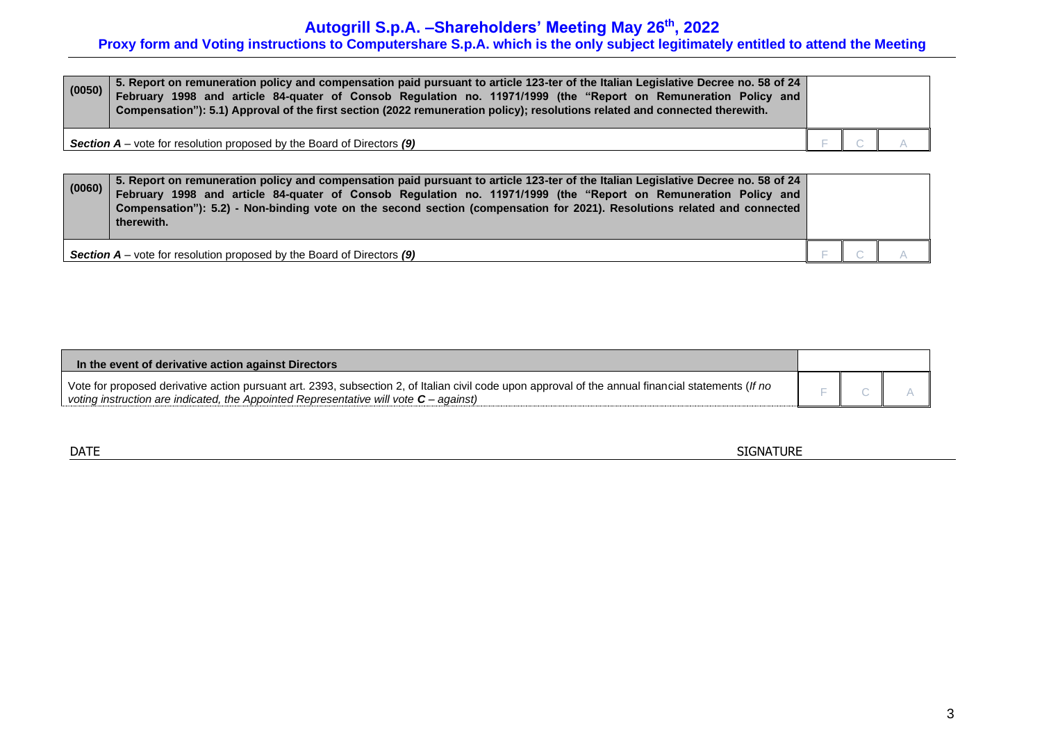| (0050) | **5. Report on remuneration policy and compensation paid pursuant to article 123-ter of the Italian Legislative Decree no. 58 of 24 February 1998 and article 84-quater of Consob Regulation no. 11971/1999 (the "Report on Remuneration Policy and Compensation"): 5.1) Approval of the first section (2022 remuneration policy); resolutions related and connected therewith.** | | | |
|---|---|---|---|---|
| ***Section A*** – vote for resolution proposed by the Board of Directors ***(9)*** | | F | C | A |

| (0060) | **5. Report on remuneration policy and compensation paid pursuant to article 123-ter of the Italian Legislative Decree no. 58 of 24 February 1998 and article 84-quater of Consob Regulation no. 11971/1999 (the "Report on Remuneration Policy and Compensation"): 5.2) - Non-binding vote on the second section (compensation for 2021). Resolutions related and connected therewith.** | | | |
|---|---|---|---|---|
| ***Section A*** – vote for resolution proposed by the Board of Directors ***(9)*** | | F | C | A |

| **In the event of derivative action against Directors** | | | |
|---|---|---|---|
| Vote for proposed derivative action pursuant art. 2393, subsection 2, of Italian civil code upon approval of the annual financial statements (*If no voting instruction are indicated, the Appointed Representative will vote **C** – against)* | F | C | A |

DATE SIGNATURE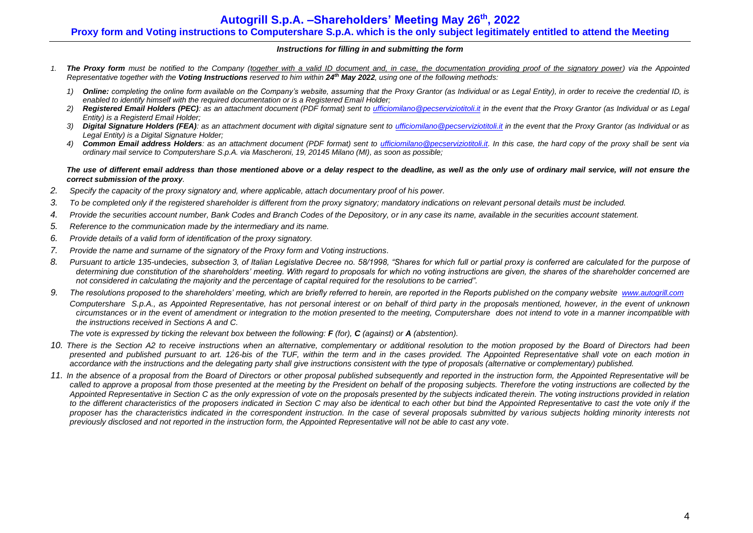# Autogrill S.p.A. –Shareholders' Meeting May 26th, 2022

## Proxy form and Voting instructions to Computershare S.p.A. which is the only subject legitimately entitled to attend the Meeting

***Instructions for filling in and submitting the form***

1. ***The Proxy form*** *must be notified to the Company (<u>together with a valid ID document and, in case, the documentation providing proof of the signatory power</u>) via the Appointed Representative together with the* ***Voting Instructions*** *reserved to him within* ***24th May 2022****, using one of the following methods:*
   1) ***Online:*** *completing the online form available on the Company's website, assuming that the Proxy Grantor (as Individual or as Legal Entity), in order to receive the credential ID, is enabled to identify himself with the required documentation or is a Registered Email Holder;*
   2) ***Registered Email Holders (PEC)****: as an attachment document (PDF format) sent to ufficiomilano@pecserviziotitoli.it in the event that the Proxy Grantor (as Individual or as Legal Entity) is a Registerd Email Holder;*
   3) ***Digital Signature Holders (FEA)****: as an attachment document with digital signature sent to ufficiomilano@pecserviziotitoli.it in the event that the Proxy Grantor (as Individual or as Legal Entity) is a Digital Signature Holder;*
   4) ***Common Email address Holders****: as an attachment document (PDF format) sent to ufficiomilano@pecserviziotitoli.it. In this case, the hard copy of the proxy shall be sent via ordinary mail service to Computershare S.p.A. via Mascheroni, 19, 20145 Milano (MI), as soon as possible;*

   ***The use of different email address than those mentioned above or a delay respect to the deadline, as well as the only use of ordinary mail service, will not ensure the correct submission of the proxy****.*
2. *Specify the capacity of the proxy signatory and, where applicable, attach documentary proof of his power.*
3. *To be completed only if the registered shareholder is different from the proxy signatory; mandatory indications on relevant personal details must be included.*
4. *Provide the securities account number, Bank Codes and Branch Codes of the Depository, or in any case its name, available in the securities account statement.*
5. *Reference to the communication made by the intermediary and its name.*
6. *Provide details of a valid form of identification of the proxy signatory.*
7. *Provide the name and surname of the signatory of the Proxy form and Voting instructions.*
8. *Pursuant to article 135-*undecies*, subsection 3, of Italian Legislative Decree no. 58/1998, "Shares for which full or partial proxy is conferred are calculated for the purpose of determining due constitution of the shareholders' meeting. With regard to proposals for which no voting instructions are given, the shares of the shareholder concerned are not considered in calculating the majority and the percentage of capital required for the resolutions to be carried".*
9. *The resolutions proposed to the shareholders' meeting, which are briefly referred to herein, are reported in the Reports published on the company website www.autogrill.com*

   *Computershare S.p.A., as Appointed Representative, has not personal interest or on behalf of third party in the proposals mentioned, however, in the event of unknown circumstances or in the event of amendment or integration to the motion presented to the meeting, Computershare does not intend to vote in a manner incompatible with the instructions received in Sections A and C.*

   *The vote is expressed by ticking the relevant box between the following:* ***F*** *(for),* ***C*** *(against) or* ***A*** *(abstention).*
10. *There is the Section A2 to receive instructions when an alternative, complementary or additional resolution to the motion proposed by the Board of Directors had been presented and published pursuant to art. 126-bis of the TUF, within the term and in the cases provided. The Appointed Representative shall vote on each motion in accordance with the instructions and the delegating party shall give instructions consistent with the type of proposals (alternative or complementary) published.*
11. *In the absence of a proposal from the Board of Directors or other proposal published subsequently and reported in the instruction form, the Appointed Representative will be called to approve a proposal from those presented at the meeting by the President on behalf of the proposing subjects. Therefore the voting instructions are collected by the Appointed Representative in Section C as the only expression of vote on the proposals presented by the subjects indicated therein. The voting instructions provided in relation to the different characteristics of the proposers indicated in Section C may also be identical to each other but bind the Appointed Representative to cast the vote only if the proposer has the characteristics indicated in the correspondent instruction. In the case of several proposals submitted by various subjects holding minority interests not previously disclosed and not reported in the instruction form, the Appointed Representative will not be able to cast any vote.*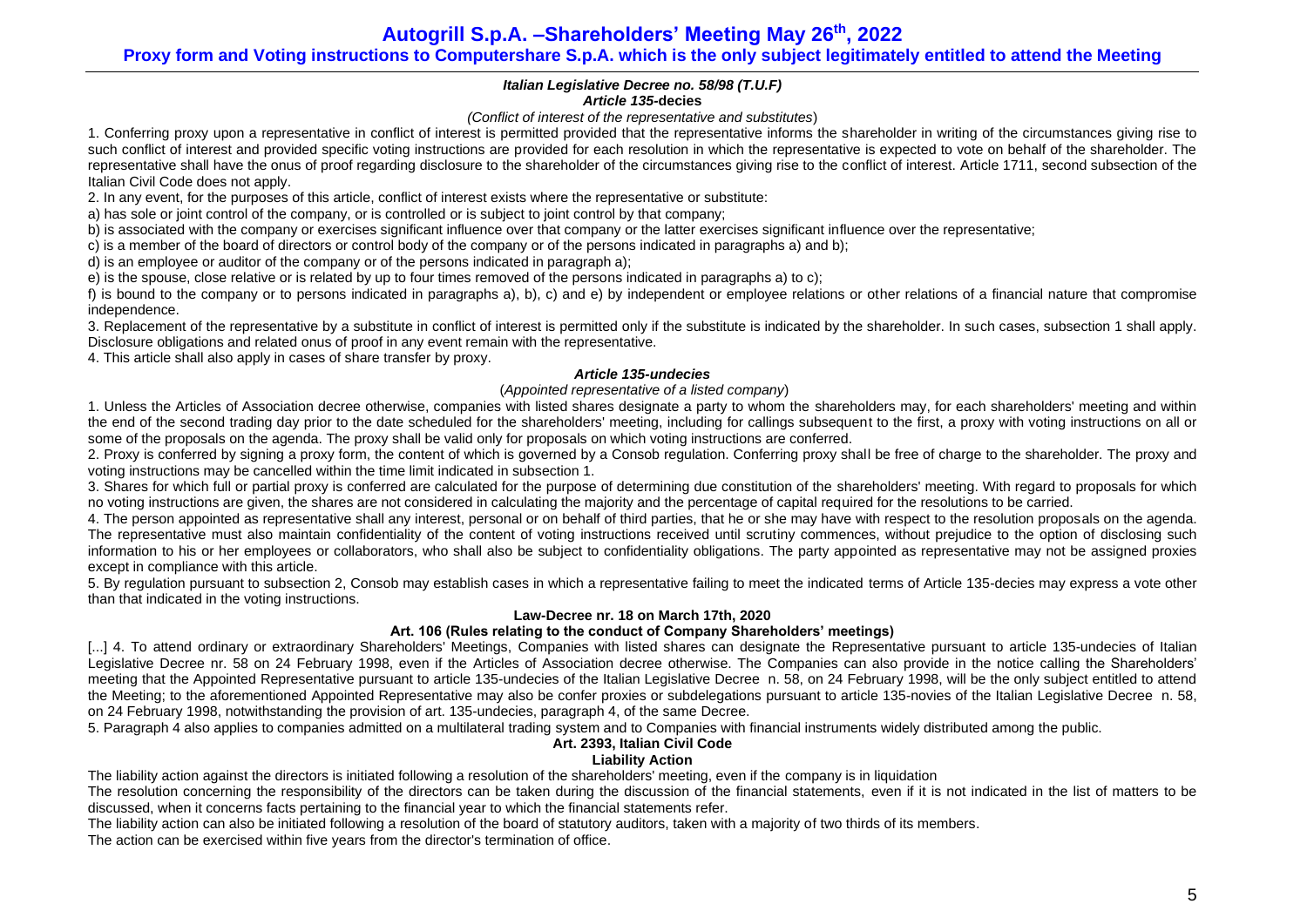# Autogrill S.p.A. –Shareholders' Meeting May 26th, 2022

## Proxy form and Voting instructions to Computershare S.p.A. which is the only subject legitimately entitled to attend the Meeting

***Italian Legislative Decree no. 58/98 (T.U.F)***
***Article 135*-decies**

*(Conflict of interest of the representative and substitutes*)

1. Conferring proxy upon a representative in conflict of interest is permitted provided that the representative informs the shareholder in writing of the circumstances giving rise to such conflict of interest and provided specific voting instructions are provided for each resolution in which the representative is expected to vote on behalf of the shareholder. The representative shall have the onus of proof regarding disclosure to the shareholder of the circumstances giving rise to the conflict of interest. Article 1711, second subsection of the Italian Civil Code does not apply.

2. In any event, for the purposes of this article, conflict of interest exists where the representative or substitute:

a) has sole or joint control of the company, or is controlled or is subject to joint control by that company;

b) is associated with the company or exercises significant influence over that company or the latter exercises significant influence over the representative;

c) is a member of the board of directors or control body of the company or of the persons indicated in paragraphs a) and b);

d) is an employee or auditor of the company or of the persons indicated in paragraph a);

e) is the spouse, close relative or is related by up to four times removed of the persons indicated in paragraphs a) to c);

f) is bound to the company or to persons indicated in paragraphs a), b), c) and e) by independent or employee relations or other relations of a financial nature that compromise independence.

3. Replacement of the representative by a substitute in conflict of interest is permitted only if the substitute is indicated by the shareholder. In such cases, subsection 1 shall apply. Disclosure obligations and related onus of proof in any event remain with the representative.

4. This article shall also apply in cases of share transfer by proxy.

***Article 135-undecies***

(*Appointed representative of a listed company*)

1. Unless the Articles of Association decree otherwise, companies with listed shares designate a party to whom the shareholders may, for each shareholders' meeting and within the end of the second trading day prior to the date scheduled for the shareholders' meeting, including for callings subsequent to the first, a proxy with voting instructions on all or some of the proposals on the agenda. The proxy shall be valid only for proposals on which voting instructions are conferred.

2. Proxy is conferred by signing a proxy form, the content of which is governed by a Consob regulation. Conferring proxy shall be free of charge to the shareholder. The proxy and voting instructions may be cancelled within the time limit indicated in subsection 1.

3. Shares for which full or partial proxy is conferred are calculated for the purpose of determining due constitution of the shareholders' meeting. With regard to proposals for which no voting instructions are given, the shares are not considered in calculating the majority and the percentage of capital required for the resolutions to be carried.

4. The person appointed as representative shall any interest, personal or on behalf of third parties, that he or she may have with respect to the resolution proposals on the agenda. The representative must also maintain confidentiality of the content of voting instructions received until scrutiny commences, without prejudice to the option of disclosing such information to his or her employees or collaborators, who shall also be subject to confidentiality obligations. The party appointed as representative may not be assigned proxies except in compliance with this article.

5. By regulation pursuant to subsection 2, Consob may establish cases in which a representative failing to meet the indicated terms of Article 135-decies may express a vote other than that indicated in the voting instructions.

**Law-Decree nr. 18 on March 17th, 2020**

**Art. 106 (Rules relating to the conduct of Company Shareholders' meetings)**

[...] 4. To attend ordinary or extraordinary Shareholders' Meetings, Companies with listed shares can designate the Representative pursuant to article 135-undecies of Italian Legislative Decree nr. 58 on 24 February 1998, even if the Articles of Association decree otherwise. The Companies can also provide in the notice calling the Shareholders' meeting that the Appointed Representative pursuant to article 135-undecies of the Italian Legislative Decree n. 58, on 24 February 1998, will be the only subject entitled to attend the Meeting; to the aforementioned Appointed Representative may also be confer proxies or subdelegations pursuant to article 135-novies of the Italian Legislative Decree n. 58, on 24 February 1998, notwithstanding the provision of art. 135-undecies, paragraph 4, of the same Decree.

5. Paragraph 4 also applies to companies admitted on a multilateral trading system and to Companies with financial instruments widely distributed among the public.

**Art. 2393, Italian Civil Code**

**Liability Action**

The liability action against the directors is initiated following a resolution of the shareholders' meeting, even if the company is in liquidation

The resolution concerning the responsibility of the directors can be taken during the discussion of the financial statements, even if it is not indicated in the list of matters to be discussed, when it concerns facts pertaining to the financial year to which the financial statements refer.

The liability action can also be initiated following a resolution of the board of statutory auditors, taken with a majority of two thirds of its members.

The action can be exercised within five years from the director's termination of office.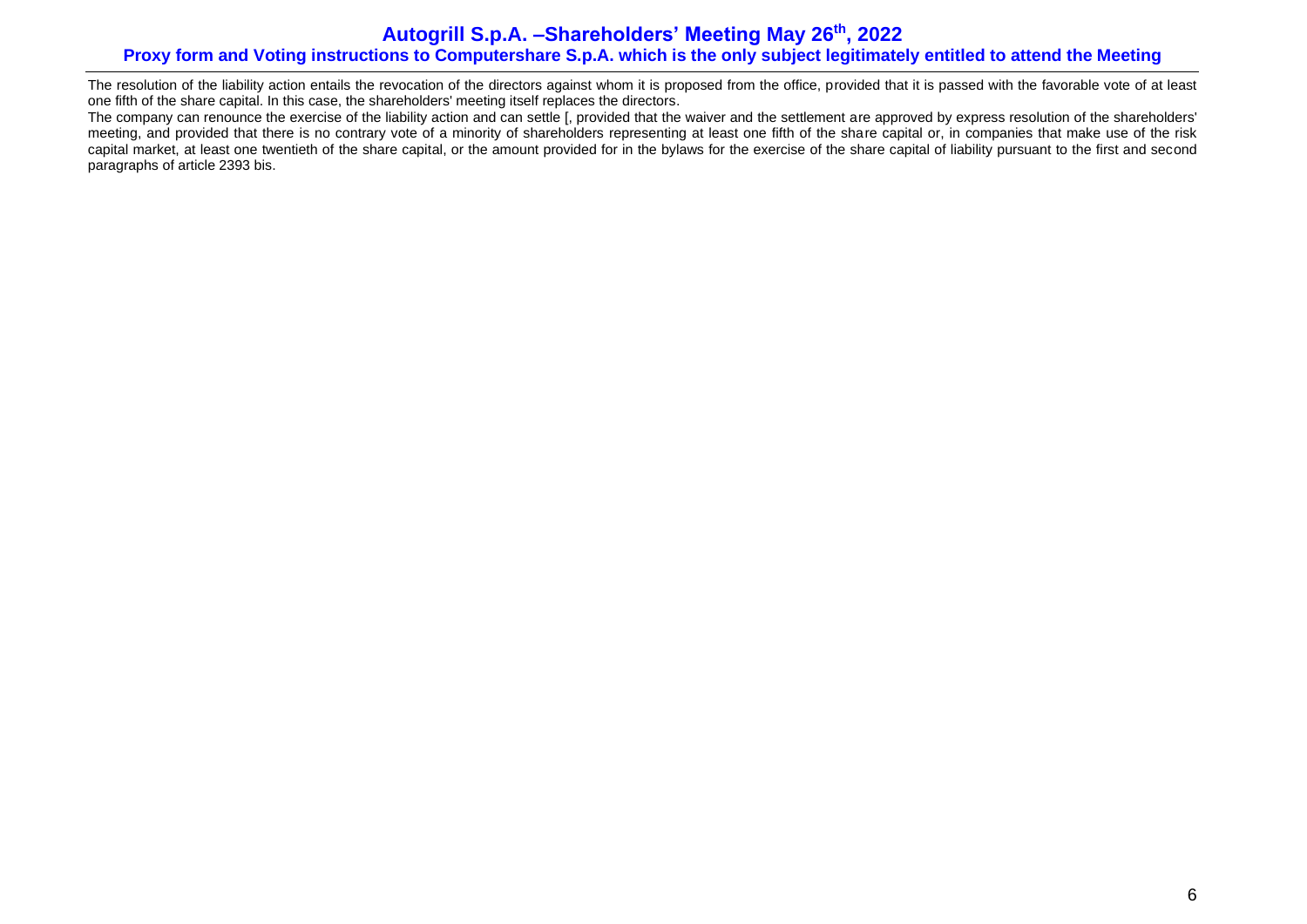The resolution of the liability action entails the revocation of the directors against whom it is proposed from the office, provided that it is passed with the favorable vote of at least one fifth of the share capital. In this case, the shareholders' meeting itself replaces the directors.

The company can renounce the exercise of the liability action and can settle [, provided that the waiver and the settlement are approved by express resolution of the shareholders' meeting, and provided that there is no contrary vote of a minority of shareholders representing at least one fifth of the share capital or, in companies that make use of the risk capital market, at least one twentieth of the share capital, or the amount provided for in the bylaws for the exercise of the share capital of liability pursuant to the first and second paragraphs of article 2393 bis.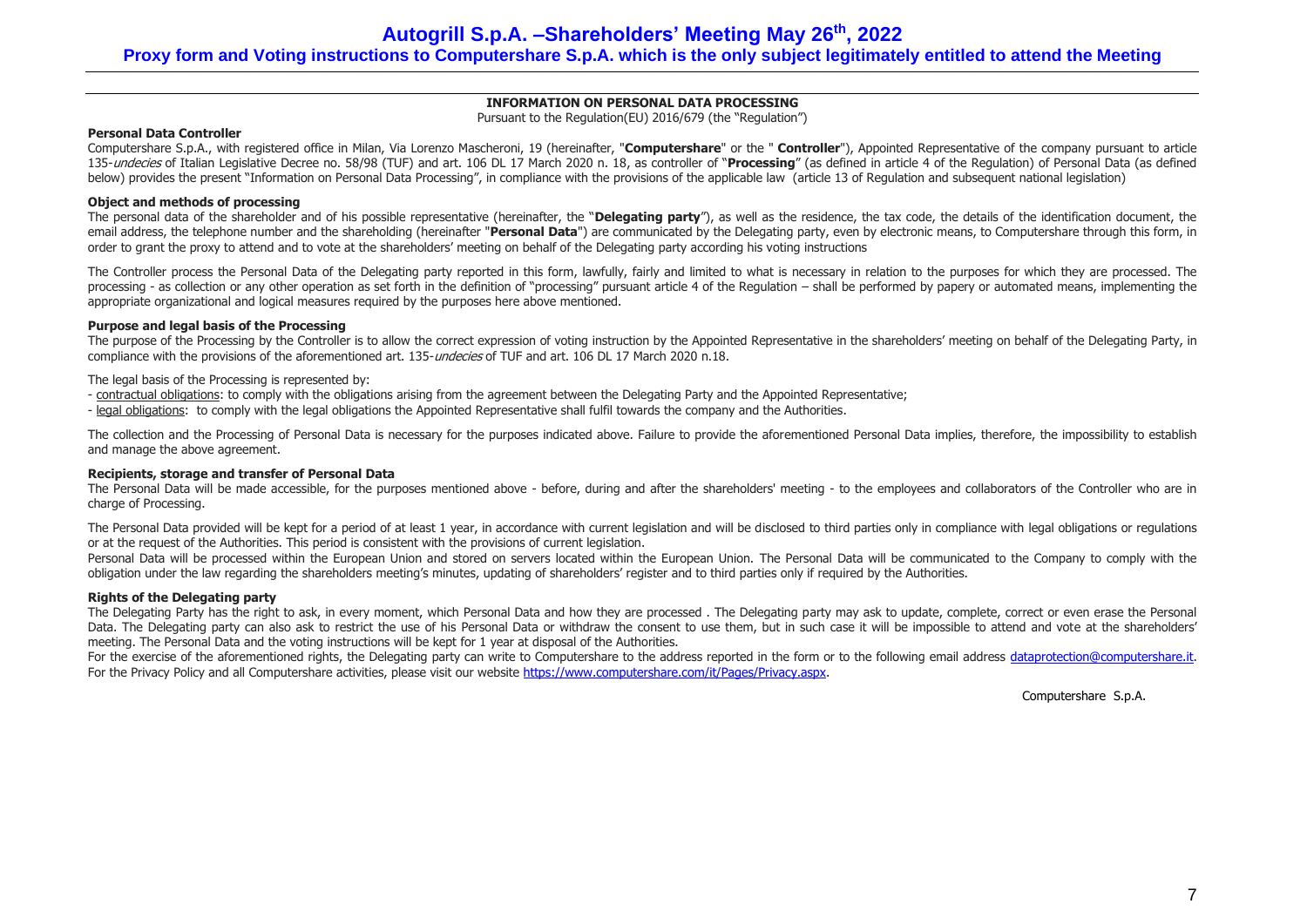# Autogrill S.p.A. –Shareholders' Meeting May 26th, 2022

## Proxy form and Voting instructions to Computershare S.p.A. which is the only subject legitimately entitled to attend the Meeting

**INFORMATION ON PERSONAL DATA PROCESSING**

Pursuant to the Regulation(EU) 2016/679 (the "Regulation")

**Personal Data Controller**

Computershare S.p.A., with registered office in Milan, Via Lorenzo Mascheroni, 19 (hereinafter, "**Computershare**" or the " **Controller**"), Appointed Representative of the company pursuant to article 135-*undecies* of Italian Legislative Decree no. 58/98 (TUF) and art. 106 DL 17 March 2020 n. 18, as controller of "**Processing**" (as defined in article 4 of the Regulation) of Personal Data (as defined below) provides the present "Information on Personal Data Processing", in compliance with the provisions of the applicable law (article 13 of Regulation and subsequent national legislation)

**Object and methods of processing**

The personal data of the shareholder and of his possible representative (hereinafter, the "**Delegating party**"), as well as the residence, the tax code, the details of the identification document, the email address, the telephone number and the shareholding (hereinafter "**Personal Data**") are communicated by the Delegating party, even by electronic means, to Computershare through this form, in order to grant the proxy to attend and to vote at the shareholders' meeting on behalf of the Delegating party according his voting instructions

The Controller process the Personal Data of the Delegating party reported in this form, lawfully, fairly and limited to what is necessary in relation to the purposes for which they are processed. The processing - as collection or any other operation as set forth in the definition of "processing" pursuant article 4 of the Regulation – shall be performed by papery or automated means, implementing the appropriate organizational and logical measures required by the purposes here above mentioned.

**Purpose and legal basis of the Processing**

The purpose of the Processing by the Controller is to allow the correct expression of voting instruction by the Appointed Representative in the shareholders' meeting on behalf of the Delegating Party, in compliance with the provisions of the aforementioned art. 135-*undecies* of TUF and art. 106 DL 17 March 2020 n.18.

The legal basis of the Processing is represented by:

- contractual obligations: to comply with the obligations arising from the agreement between the Delegating Party and the Appointed Representative;
- legal obligations: to comply with the legal obligations the Appointed Representative shall fulfil towards the company and the Authorities.

The collection and the Processing of Personal Data is necessary for the purposes indicated above. Failure to provide the aforementioned Personal Data implies, therefore, the impossibility to establish and manage the above agreement.

**Recipients, storage and transfer of Personal Data**

The Personal Data will be made accessible, for the purposes mentioned above - before, during and after the shareholders' meeting - to the employees and collaborators of the Controller who are in charge of Processing.

The Personal Data provided will be kept for a period of at least 1 year, in accordance with current legislation and will be disclosed to third parties only in compliance with legal obligations or regulations or at the request of the Authorities. This period is consistent with the provisions of current legislation.

Personal Data will be processed within the European Union and stored on servers located within the European Union. The Personal Data will be communicated to the Company to comply with the obligation under the law regarding the shareholders meeting's minutes, updating of shareholders' register and to third parties only if required by the Authorities.

**Rights of the Delegating party**

The Delegating Party has the right to ask, in every moment, which Personal Data and how they are processed . The Delegating party may ask to update, complete, correct or even erase the Personal Data. The Delegating party can also ask to restrict the use of his Personal Data or withdraw the consent to use them, but in such case it will be impossible to attend and vote at the shareholders' meeting. The Personal Data and the voting instructions will be kept for 1 year at disposal of the Authorities.

For the exercise of the aforementioned rights, the Delegating party can write to Computershare to the address reported in the form or to the following email address dataprotection@computershare.it.
For the Privacy Policy and all Computershare activities, please visit our website https://www.computershare.com/it/Pages/Privacy.aspx.

Computershare S.p.A.